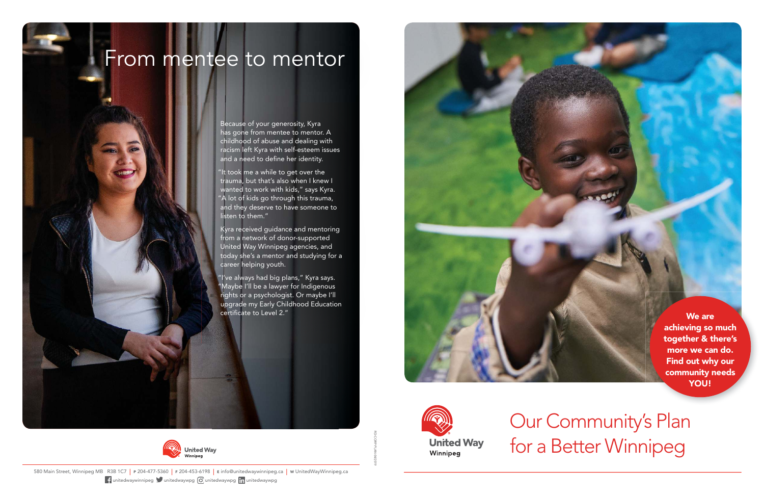# From mentee to mentor

Because of your generosity, Kyra has gone from mentee to mentor. A childhood of abuse and dealing with racism left Kyra with self-esteem issues and a need to define her identity.

"It took me a while to get over the trauma, but that's also when I knew I wanted to work with kids," says Kyra. "A lot of kids go through this trauma, and they deserve to have someone to listen to them."

Kyra received guidance and mentoring from a network of donor-supported United Way Winnipeg agencies, and today she's a mentor and studying for a career helping youth.

"I've always had big plans," Kyra says. "Maybe I'll be a lawyer for Indigenous rights or a psychologist. Or maybe I'll upgrade my Early Childhood Education certificate to Level 2."

United Way Winnipeg

580 Main Street, Winnipeg MB R3B 1C7 | P 204-477-5360 | F 204-453-6198 | E info@unitedwaywinnipeg.ca | W UnitedWayWinnipeg.ca

unitedwaywinnipeg | unitedwaywpg | unitedwaywpg | unitedwaywpg

**We are achieving so much together & there's more we can do. Find out why our community needs YOU!**

United Way Winnipeg

# Our Community's Plan for a Better Winnipeg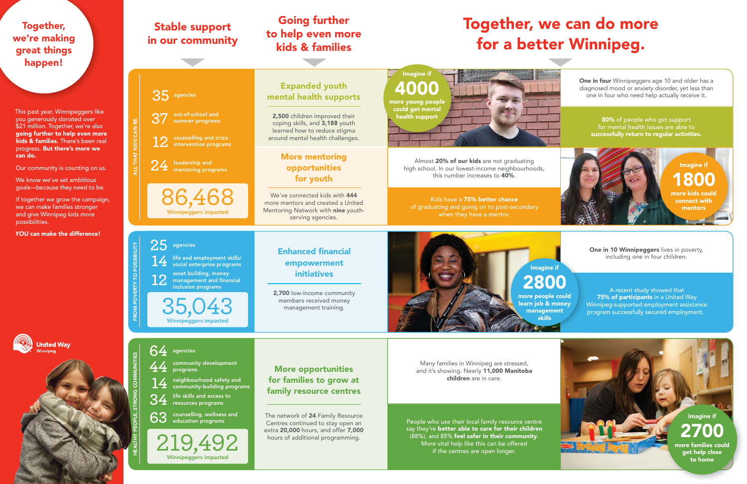# Together, we're making great things happen!

This past year, Winnipeggers like you generously donated over $21 million. Together, we're also **going further to help even more kids & families.** There's been real progress. **But there's more we can do.**

Our community is counting on us.

We know we've set ambitious goals—because they need to be.

If together we grow the campaign, we can make families stronger and give Winnipeg kids more possibilities.

***YOU* can make the difference!**

United Way Winnipeg

## Stable support in our community

## Going further to help even more kids & families

## Together, we can do more for a better Winnipeg.

### ALL THAT KIDS CAN BE

35 agencies

37 out-of-school and summer programs

12 counselling and crisis intervention programs

24 leadership and mentoring programs

86,468 Winnipeggers impacted

#### Expanded youth mental health supports

**2,500** children improved their coping skills, and **3,188** youth learned how to reduce stigma around mental health challenges.

#### More mentoring opportunities for youth

We've connected kids with **444** more mentors and created a United Mentoring Network with **nine** youth-serving agencies.

Imagine if **4000** more young people could get mental health support

**One in four** Winnipeggers age 10 and older has a diagnosed mood or anxiety disorder, yet less than one in four who need help actually receive it.

**80%** of people who get support for mental health issues are able to **successfully return to regular activities.**

Almost **20% of our kids** are not graduating high school. In our lowest-income neighbourhoods, this number increases to **40%**.

Kids have a **75% better chance** of graduating and going on to post-secondary when they have a mentor.

Imagine if **1800** more kids could connect with mentors

### FROM POVERTY TO POSSIBILITY

25 agencies

14 life and employment skills/ social enterprise programs

12 asset building, money management and financial inclusion programs

35,043 Winnipeggers impacted

#### Enhanced financial empowerment initiatives

**2,700** low-income community members received money management training.

Imagine if **2800** more people could learn job & money management skills

**One in 10 Winnipeggers** lives in poverty, including one in four children.

A recent study showed that **75% of participants** in a United Way Winnipeg-supported employment assistance program successfully secured employment.

### HEALTHY PEOPLE, STRONG COMMUNITIES

64 agencies

44 community development programs

14 neighbourhood safety and community-building programs

34 life skills and access to resources programs

63 counselling, wellness and education programs

219,492 Winnipeggers impacted

#### More opportunities for families to grow at family resource centres

The network of **24** Family Resource Centres continued to stay open an extra **20,000** hours, and offer **7,000** hours of additional programming.

Many families in Winnipeg are stressed, and it's showing. Nearly **11,000 Manitoba children** are in care.

People who use their local family resource centre say they're **better able to care for their children** (88%), and 85% **feel safer in their community**. More vital help like this can be offered if the centres are open longer.

Imagine if **2700** more families could get help close to home